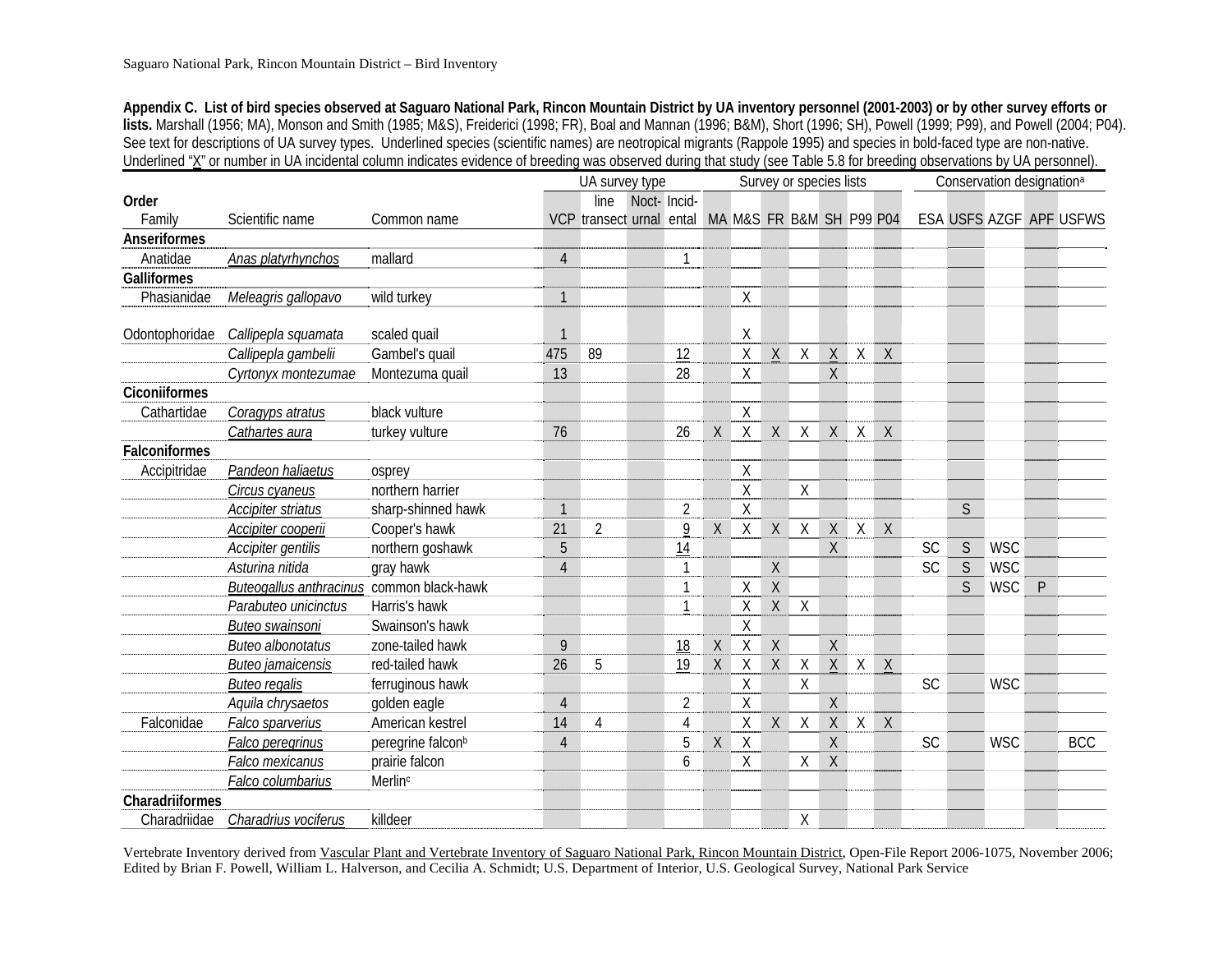**Appendix C. List of bird species observed at Saguaro National Park, Rincon Mountain District by UA inventory personnel (2001-2003) or by other survey efforts or lists.** Marshall (1956; MA), Monson and Smith (1985; M&S), Freiderici (1998; FR), Boal and Mannan (1996; B&M), Short (1996; SH), Powell (1999; P99), and Powell (2004; P04). See text for descriptions of UA survey types. Underlined species (scientific names) are neotropical migrants (Rappole 1995) and species in bold-faced type are non-native. Underlined "X" or number in UA incidental column indicates evidence of breeding was observed during that study (see Table 5.8 for breeding observations by UA personnel).

| Order / Family | Scientific name | Common name | UA survey type | | | | Survey or species lists | | | | | | | Conservation designation[a] | | | | |
|---|---|---|---|---|---|---|---|---|---|---|---|---|---|---|---|---|---|---|
| | | | VCP | line transect | Noct-urnal | Incid-ental | MA | M&S | FR | B&M | SH | P99 | P04 | ESA | USFS | AZGF | APF | USFWS |
| **Anseriformes** | | | | | | | | | | | | | | | | | | |
| Anatidae | Anas platyrhynchos | mallard | 4 | | | 1 | | | | | | | | | | | | |
| **Galliformes** | | | | | | | | | | | | | | | | | | |
| Phasianidae | Meleagris gallopavo | wild turkey | 1 | | | | | X | | | | | | | | | | |
| Odontophoridae | Callipepla squamata | scaled quail | 1 | | | | | X | | | | | | | | | | |
| | Callipepla gambelii | Gambel's quail | 475 | 89 | | 12 | | X | X | X | X | X | X | | | | | |
| | Cyrtonyx montezumae | Montezuma quail | 13 | | | 28 | | X | | | X | | | | | | | |
| **Ciconiiformes** | | | | | | | | | | | | | | | | | | |
| Cathartidae | Coragyps atratus | black vulture | | | | | | X | | | | | | | | | | |
| | Cathartes aura | turkey vulture | 76 | | | 26 | X | X | X | X | X | X | X | | | | | |
| **Falconiformes** | | | | | | | | | | | | | | | | | | |
| Accipitridae | Pandeon haliaetus | osprey | | | | | | X | | | | | | | | | | |
| | Circus cyaneus | northern harrier | | | | | | X | | X | | | | | | | | |
| | Accipiter striatus | sharp-shinned hawk | 1 | | | 2 | | X | | | | | | | S | | | |
| | Accipiter cooperii | Cooper's hawk | 21 | 2 | | 9 | X | X | X | X | X | X | X | | | | | |
| | Accipiter gentilis | northern goshawk | 5 | | | 14 | | | | | X | | | SC | S | WSC | | |
| | Asturina nitida | gray hawk | 4 | | | 1 | | | X | | | | | SC | S | WSC | | |
| | Buteogallus anthracinus | common black-hawk | | | | 1 | | X | X | | | | | | S | WSC | P | |
| | Parabuteo unicinctus | Harris's hawk | | | | 1 | | X | X | X | | | | | | | | |
| | Buteo swainsoni | Swainson's hawk | | | | | | X | | | | | | | | | | |
| | Buteo albonotatus | zone-tailed hawk | 9 | | | 18 | X | X | X | | X | | | | | | | |
| | Buteo jamaicensis | red-tailed hawk | 26 | 5 | | 19 | X | X | X | X | X | X | X | | | | | |
| | Buteo regalis | ferruginous hawk | | | | | | X | | X | | | | SC | | WSC | | |
| | Aquila chrysaetos | golden eagle | 4 | | | 2 | | X | | | X | | | | | | | |
| Falconidae | Falco sparverius | American kestrel | 14 | 4 | | 4 | | X | X | X | X | X | X | | | | | |
| | Falco peregrinus | peregrine falcon[b] | 4 | | | 5 | X | X | | | X | | | SC | | WSC | | BCC |
| | Falco mexicanus | prairie falcon | | | | 6 | | X | | X | X | | | | | | | |
| | Falco columbarius | Merlin[c] | | | | | | | | | | | | | | | | |
| **Charadriiformes** | | | | | | | | | | | | | | | | | | |
| Charadriidae | Charadrius vociferus | killdeer | | | | | | | | X | | | | | | | | |

Vertebrate Inventory derived from Vascular Plant and Vertebrate Inventory of Saguaro National Park, Rincon Mountain District, Open-File Report 2006-1075, November 2006; Edited by Brian F. Powell, William L. Halverson, and Cecilia A. Schmidt; U.S. Department of Interior, U.S. Geological Survey, National Park Service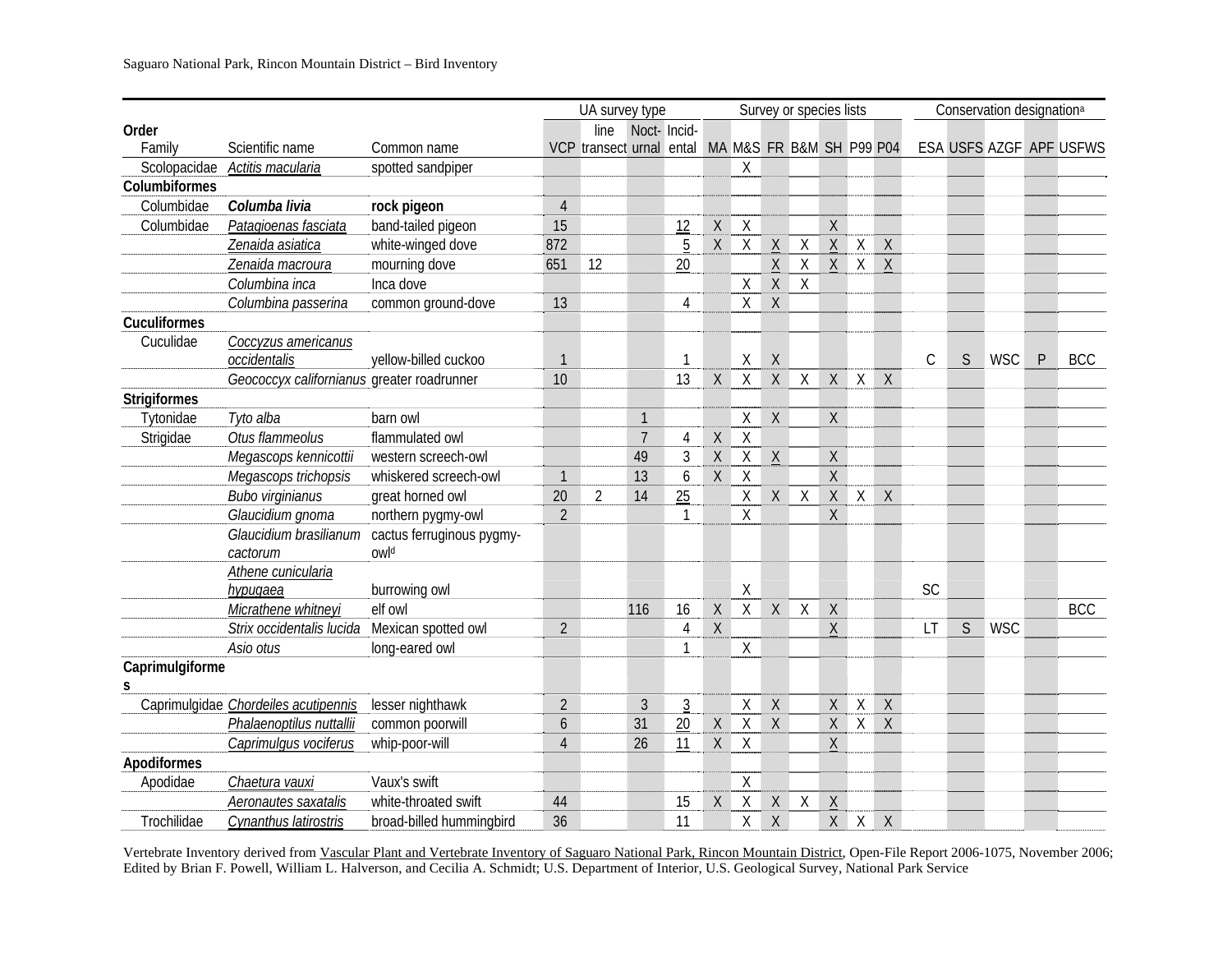| Order Family | Scientific name | Common name | UA survey type: VCP | line transect | Noct-urnal | Incid-ental | Survey or species lists: MA | M&S | FR | B&M | SH | P99 | P04 | Conservation designation[a]: ESA | USFS | AZGF | APF | USFWS |
|---|---|---|---|---|---|---|---|---|---|---|---|---|---|---|---|---|---|---|
| Scolopacidae | *Actitis macularia* | spotted sandpiper | | | | | | X | | | | | | | | | | |
| **Columbiformes** | | | | | | | | | | | | | | | | | | |
| Columbidae | ***Columba livia*** | **rock pigeon** | 4 | | | | | | | | | | | | | | | |
| Columbidae | *Patagioenas fasciata* | band-tailed pigeon | 15 | | | 12 | X | X | | | X | | | | | | | |
| | *Zenaida asiatica* | white-winged dove | 872 | | | 5 | X | X | X | X | X | X | X | | | | | |
| | *Zenaida macroura* | mourning dove | 651 | 12 | | 20 | | | X | X | X | X | X | | | | | |
| | *Columbina inca* | Inca dove | | | | | | X | X | X | | | | | | | | |
| | *Columbina passerina* | common ground-dove | 13 | | | 4 | | X | X | | | | | | | | | |
| **Cuculiformes** | | | | | | | | | | | | | | | | | | |
| Cuculidae | *Coccyzus americanus occidentalis* | yellow-billed cuckoo | 1 | | | 1 | | X | X | | | | | C | S | WSC | P | BCC |
| | *Geococcyx californianus* | greater roadrunner | 10 | | | 13 | X | X | X | X | X | X | X | | | | | |
| **Strigiformes** | | | | | | | | | | | | | | | | | | |
| Tytonidae | *Tyto alba* | barn owl | | | 1 | | | X | X | | X | | | | | | | |
| Strigidae | *Otus flammeolus* | flammulated owl | | | 7 | 4 | X | X | | | | | | | | | | |
| | *Megascops kennicottii* | western screech-owl | | | 49 | 3 | X | X | X | | X | | | | | | | |
| | *Megascops trichopsis* | whiskered screech-owl | 1 | | 13 | 6 | X | X | | | X | | | | | | | |
| | *Bubo virginianus* | great horned owl | 20 | 2 | 14 | 25 | | X | X | X | X | X | X | | | | | |
| | *Glaucidium gnoma* | northern pygmy-owl | 2 | | | 1 | | X | | | X | | | | | | | |
| | *Glaucidium brasilianum cactorum* | cactus ferruginous pygmy-owl[d] | | | | | | | | | | | | | | | | |
| | *Athene cunicularia hypugaea* | burrowing owl | | | | | | X | | | | | | SC | | | | |
| | *Micrathene whitneyi* | elf owl | | | 116 | 16 | X | X | X | X | X | | | | | | | BCC |
| | *Strix occidentalis lucida* | Mexican spotted owl | 2 | | | 4 | X | | | | X | | | LT | S | WSC | | |
| | *Asio otus* | long-eared owl | | | | 1 | | X | | | | | | | | | | |
| **Caprimulgiformes** | | | | | | | | | | | | | | | | | | |
| Caprimulgidae | *Chordeiles acutipennis* | lesser nighthawk | 2 | | 3 | 3 | | X | X | | X | X | X | | | | | |
| | *Phalaenoptilus nuttallii* | common poorwill | 6 | | 31 | 20 | X | X | X | | X | X | X | | | | | |
| | *Caprimulgus vociferus* | whip-poor-will | 4 | | 26 | 11 | X | X | | | X | | | | | | | |
| **Apodiformes** | | | | | | | | | | | | | | | | | | |
| Apodidae | *Chaetura vauxi* | Vaux's swift | | | | | | X | | | | | | | | | | |
| | *Aeronautes saxatalis* | white-throated swift | 44 | | | 15 | X | X | X | X | X | | | | | | | |
| Trochilidae | *Cynanthus latirostris* | broad-billed hummingbird | 36 | | | 11 | | X | X | | X | X | X | | | | | |

Vertebrate Inventory derived from Vascular Plant and Vertebrate Inventory of Saguaro National Park, Rincon Mountain District, Open-File Report 2006-1075, November 2006; Edited by Brian F. Powell, William L. Halverson, and Cecilia A. Schmidt; U.S. Department of Interior, U.S. Geological Survey, National Park Service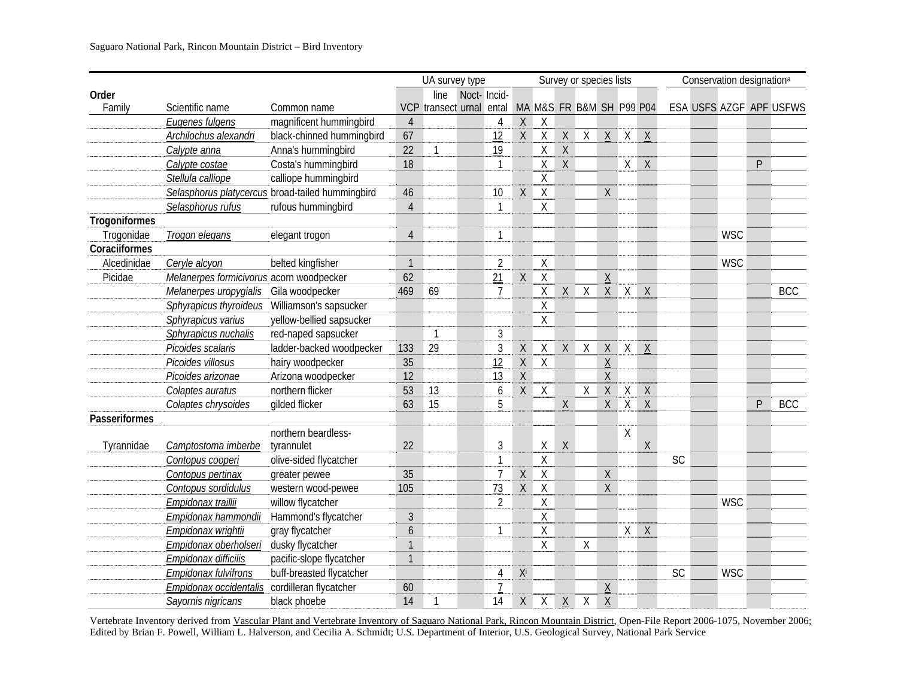| Order | | | UA survey type | | | | Survey or species lists | | | | | | | Conservation designation[a] | | | | |
|---|---|---|---|---|---|---|---|---|---|---|---|---|---|---|---|---|---|---|
| Family | Scientific name | Common name | VCP | line transect | Noct-urnal | Incid-ental | MA | M&S | FR | B&M | SH | P99 | P04 | ESA | USFS | AZGF | APF | USFWS |
| | Eugenes fulgens | magnificent hummingbird | 4 | | | 4 | X | X | | | | | | | | | | |
| | Archilochus alexandri | black-chinned hummingbird | 67 | | | 12 | X | X | X | X | X | X | X | | | | | |
| | Calypte anna | Anna's hummingbird | 22 | 1 | | 19 | | X | X | | | | | | | | | |
| | Calypte costae | Costa's hummingbird | 18 | | | 1 | | X | X | | | X | X | | | | P | |
| | Stellula calliope | calliope hummingbird | | | | | | X | | | | | | | | | | |
| | Selasphorus platycercus | broad-tailed hummingbird | 46 | | | 10 | X | X | | | X | | | | | | | |
| | Selasphorus rufus | rufous hummingbird | 4 | | | 1 | | X | | | | | | | | | | |
| **Trogoniformes** | | | | | | | | | | | | | | | | | | |
| Trogonidae | Trogon elegans | elegant trogon | 4 | | | 1 | | | | | | | | | | WSC | | |
| **Coraciiformes** | | | | | | | | | | | | | | | | | | |
| Alcedinidae | Ceryle alcyon | belted kingfisher | 1 | | | 2 | | X | | | | | | | | WSC | | |
| Picidae | Melanerpes formicivorus | acorn woodpecker | 62 | | | 21 | X | X | | | X | | | | | | | |
| | Melanerpes uropygialis | Gila woodpecker | 469 | 69 | | 7 | | X | X | X | X | X | X | | | | | BCC |
| | Sphyrapicus thyroideus | Williamson's sapsucker | | | | | | X | | | | | | | | | | |
| | Sphyrapicus varius | yellow-bellied sapsucker | | | | | | X | | | | | | | | | | |
| | Sphyrapicus nuchalis | red-naped sapsucker | | 1 | | 3 | | | | | | | | | | | | |
| | Picoides scalaris | ladder-backed woodpecker | 133 | 29 | | 3 | X | X | X | X | X | X | X | | | | | |
| | Picoides villosus | hairy woodpecker | 35 | | | 12 | X | X | | | X | | | | | | | |
| | Picoides arizonae | Arizona woodpecker | 12 | | | 13 | X | | | | X | | | | | | | |
| | Colaptes auratus | northern flicker | 53 | 13 | | 6 | X | X | | X | X | X | X | | | | | |
| | Colaptes chrysoides | gilded flicker | 63 | 15 | | 5 | | | X | | X | X | X | | | | P | BCC |
| **Passeriformes** | | | | | | | | | | | | | | | | | | |
| Tyrannidae | Camptostoma imberbe | northern beardless-tyrannulet | 22 | | | 3 | | X | X | | | X | X | | | | | |
| | Contopus cooperi | olive-sided flycatcher | | | | 1 | | X | | | | | | SC | | | | |
| | Contopus pertinax | greater pewee | 35 | | | 7 | X | X | | | X | | | | | | | |
| | Contopus sordidulus | western wood-pewee | 105 | | | 73 | X | X | | | X | | | | | | | |
| | Empidonax traillii | willow flycatcher | | | | 2 | | X | | | | | | | | WSC | | |
| | Empidonax hammondii | Hammond's flycatcher | 3 | | | | | X | | | | | | | | | | |
| | Empidonax wrightii | gray flycatcher | 6 | | | 1 | | X | | | | X | X | | | | | |
| | Empidonax oberholseri | dusky flycatcher | 1 | | | | | X | | X | | | | | | | | |
| | Empidonax difficilis | pacific-slope flycatcher | 1 | | | | | | | | | | | | | | | |
| | Empidonax fulvifrons | buff-breasted flycatcher | | | | 4 | X[j] | | | | | | | SC | | WSC | | |
| | Empidonax occidentalis | cordilleran flycatcher | 60 | | | 7 | | | | | X | | | | | | | |
| | Sayornis nigricans | black phoebe | 14 | 1 | | 14 | X | X | X | X | X | | | | | | | |

Vertebrate Inventory derived from Vascular Plant and Vertebrate Inventory of Saguaro National Park, Rincon Mountain District, Open-File Report 2006-1075, November 2006; Edited by Brian F. Powell, William L. Halverson, and Cecilia A. Schmidt; U.S. Department of Interior, U.S. Geological Survey, National Park Service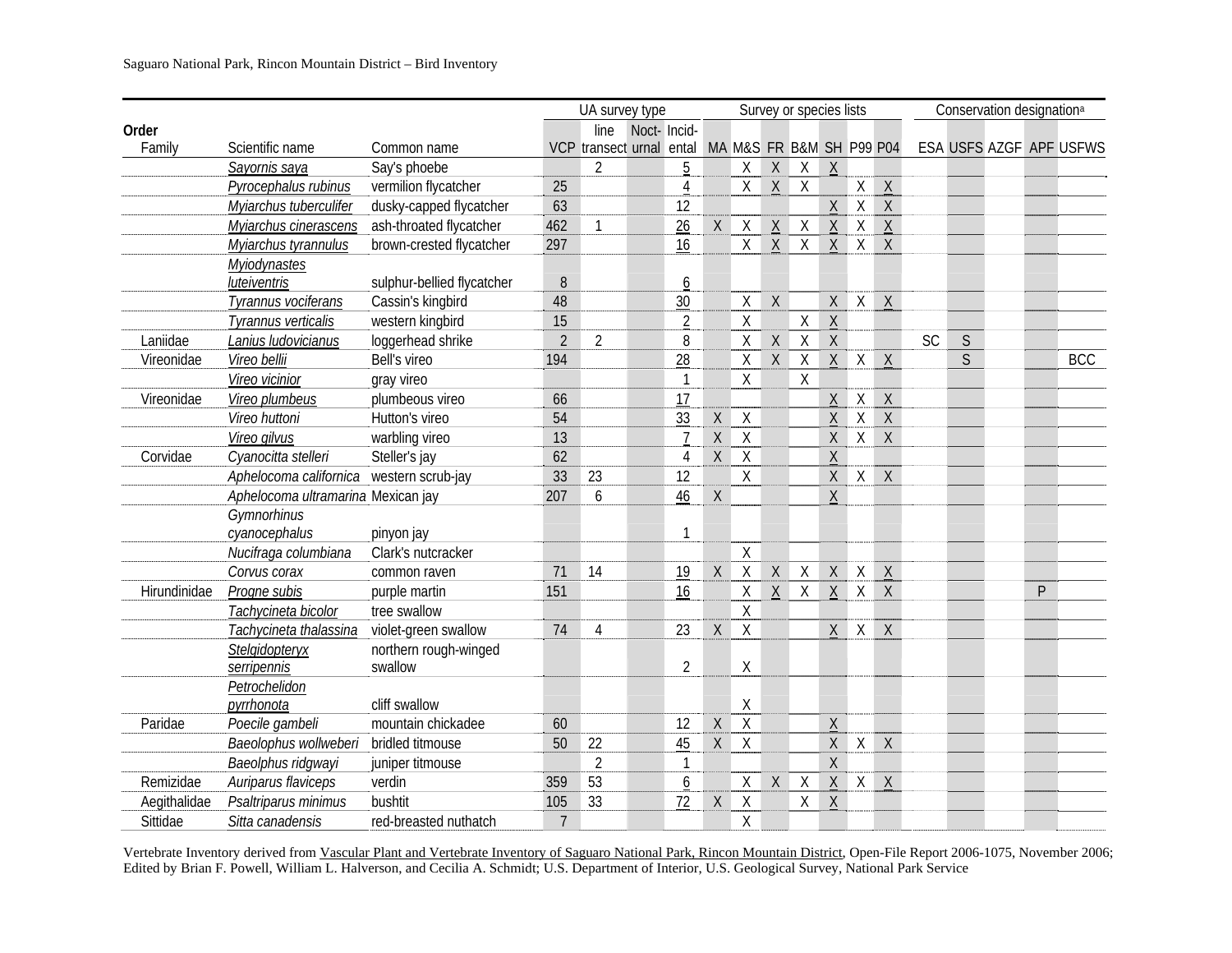| Order Family | Scientific name | Common name | UA survey type | | | | Survey or species lists | | | | | | | Conservation designation[a] | | | | |
|---|---|---|---|---|---|---|---|---|---|---|---|---|---|---|---|---|---|---|
| | | | VCP | line transect | Nocturnal | Incidental | MA | M&S | FR | B&M | SH | P99 | P04 | ESA | USFS | AZGF | APF | USFWS |
| | *Sayornis saya* | Say's phoebe | | 2 | | 5 | | X | X | X | X | | | | | | | |
| | *Pyrocephalus rubinus* | vermilion flycatcher | 25 | | | 4 | | X | X | X | | X | X | | | | | |
| | *Myiarchus tuberculifer* | dusky-capped flycatcher | 63 | | | 12 | | | | | X | X | X | | | | | |
| | *Myiarchus cinerascens* | ash-throated flycatcher | 462 | 1 | | 26 | X | X | X | X | X | X | X | | | | | |
| | *Myiarchus tyrannulus* | brown-crested flycatcher | 297 | | | 16 | | X | X | X | X | X | X | | | | | |
| | *Myiodynastes luteiventris* | sulphur-bellied flycatcher | 8 | | | 6 | | | | | | | | | | | | |
| | *Tyrannus vociferans* | Cassin's kingbird | 48 | | | 30 | | X | X | | X | X | X | | | | | |
| | *Tyrannus verticalis* | western kingbird | 15 | | | 2 | | X | | X | X | | | | | | | |
| Laniidae | *Lanius ludovicianus* | loggerhead shrike | 2 | 2 | | 8 | | X | X | X | X | | | SC | S | | | |
| Vireonidae | *Vireo bellii* | Bell's vireo | 194 | | | 28 | | X | X | X | X | X | X | | S | | | BCC |
| | *Vireo vicinior* | gray vireo | | | | 1 | | X | | X | | | | | | | | |
| Vireonidae | *Vireo plumbeus* | plumbeous vireo | 66 | | | 17 | | | | | X | X | X | | | | | |
| | *Vireo huttoni* | Hutton's vireo | 54 | | | 33 | X | X | | | X | X | X | | | | | |
| | *Vireo gilvus* | warbling vireo | 13 | | | 7 | X | X | | | X | X | X | | | | | |
| Corvidae | *Cyanocitta stelleri* | Steller's jay | 62 | | | 4 | X | X | | | X | | | | | | | |
| | *Aphelocoma californica* | western scrub-jay | 33 | 23 | | 12 | | X | | | X | X | X | | | | | |
| | *Aphelocoma ultramarina* | Mexican jay | 207 | 6 | | 46 | X | | | | X | | | | | | | |
| | *Gymnorhinus cyanocephalus* | pinyon jay | | | | 1 | | | | | | | | | | | | |
| | *Nucifraga columbiana* | Clark's nutcracker | | | | | | X | | | | | | | | | | |
| | *Corvus corax* | common raven | 71 | 14 | | 19 | X | X | X | X | X | X | X | | | | | |
| Hirundinidae | *Progne subis* | purple martin | 151 | | | 16 | | X | X | X | X | X | X | | | | P | |
| | *Tachycineta bicolor* | tree swallow | | | | | | X | | | | | | | | | | |
| | *Tachycineta thalassina* | violet-green swallow | 74 | 4 | | 23 | X | X | | | X | X | X | | | | | |
| | *Stelgidopteryx serripennis* | northern rough-winged swallow | | | | 2 | | X | | | | | | | | | | |
| | *Petrochelidon pyrrhonota* | cliff swallow | | | | | | X | | | | | | | | | | |
| Paridae | *Poecile gambeli* | mountain chickadee | 60 | | | 12 | X | X | | | X | | | | | | | |
| | *Baeolophus wollweberi* | bridled titmouse | 50 | 22 | | 45 | X | X | | | X | X | X | | | | | |
| | *Baeolophus ridgwayi* | juniper titmouse | | 2 | | 1 | | | | | X | | | | | | | |
| Remizidae | *Auriparus flaviceps* | verdin | 359 | 53 | | 6 | | X | X | X | X | X | X | | | | | |
| Aegithalidae | *Psaltriparus minimus* | bushtit | 105 | 33 | | 72 | X | X | | X | X | | | | | | | |
| Sittidae | *Sitta canadensis* | red-breasted nuthatch | 7 | | | | | X | | | | | | | | | | |

Vertebrate Inventory derived from Vascular Plant and Vertebrate Inventory of Saguaro National Park, Rincon Mountain District, Open-File Report 2006-1075, November 2006; Edited by Brian F. Powell, William L. Halverson, and Cecilia A. Schmidt; U.S. Department of Interior, U.S. Geological Survey, National Park Service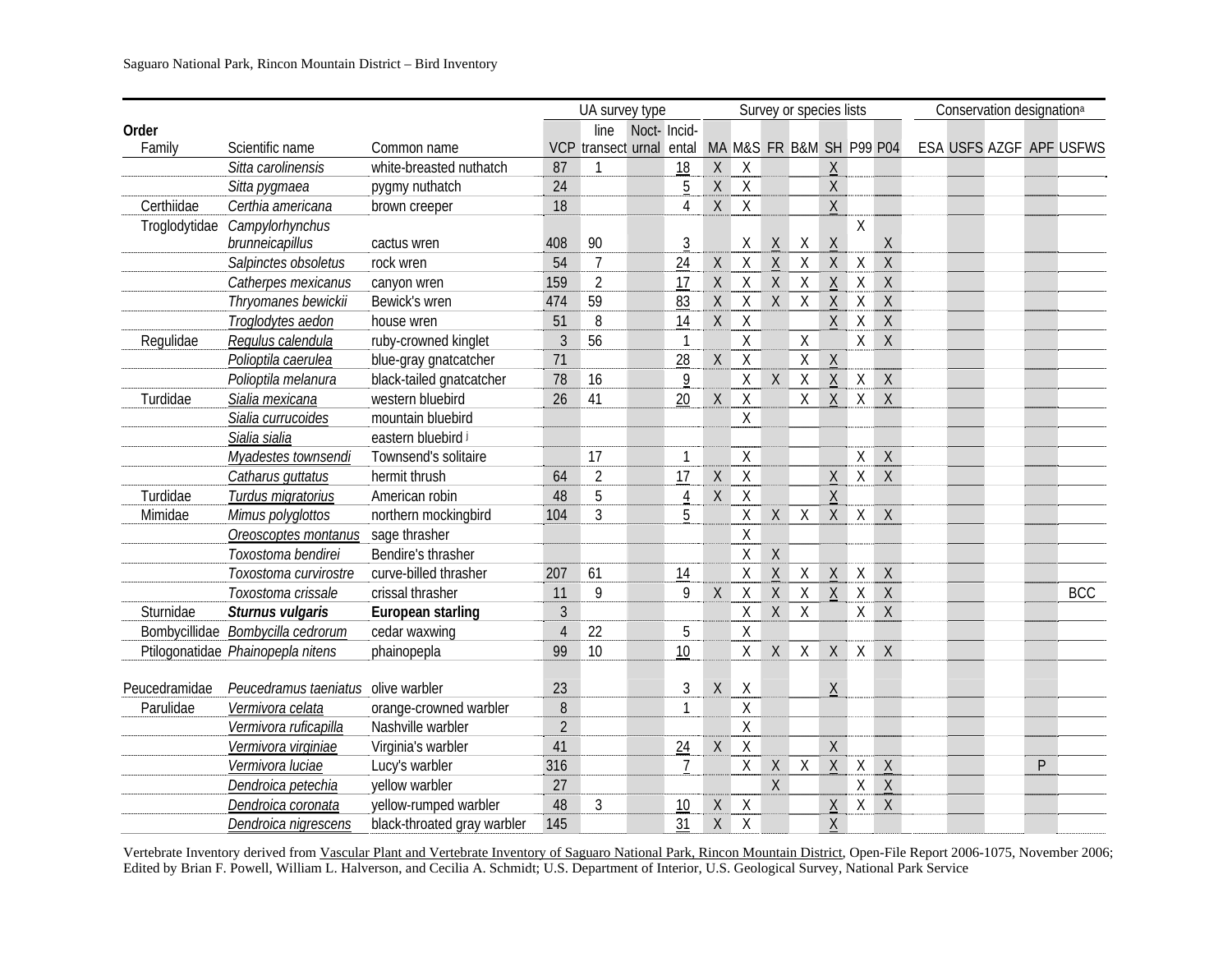| Order<br>Family | Scientific name | Common name | UA survey type<br>VCP | <br>line transect | <br>Noct-urnal | <br>Incid-ental | Survey or species lists<br>MA | <br>M&S | <br>FR | <br>B&M | <br>SH | <br>P99 | <br>P04 | Conservation designation[a]<br>ESA | <br>USFS | <br>AZGF | <br>APF | <br>USFWS |
|---|---|---|---|---|---|---|---|---|---|---|---|---|---|---|---|---|---|---|
| | *Sitta carolinensis* | white-breasted nuthatch | 87 | 1 | | 18 | X | X | | | X | | | | | | | |
| | *Sitta pygmaea* | pygmy nuthatch | 24 | | | 5 | X | X | | | X | | | | | | | |
| Certhiidae | *Certhia americana* | brown creeper | 18 | | | 4 | X | X | | | X | | | | | | | |
| Troglodytidae | *Campylorhynchus brunneicapillus* | cactus wren | 408 | 90 | | 3 | | X | X | X | X | X | X | | | | | |
| | *Salpinctes obsoletus* | rock wren | 54 | 7 | | 24 | X | X | X | X | X | X | X | | | | | |
| | *Catherpes mexicanus* | canyon wren | 159 | 2 | | 17 | X | X | X | X | X | X | X | | | | | |
| | *Thryomanes bewickii* | Bewick's wren | 474 | 59 | | 83 | X | X | X | X | X | X | X | | | | | |
| | *Troglodytes aedon* | house wren | 51 | 8 | | 14 | X | X | | | X | X | X | | | | | |
| Regulidae | *Regulus calendula* | ruby-crowned kinglet | 3 | 56 | | 1 | | X | | X | | X | X | | | | | |
| | *Polioptila caerulea* | blue-gray gnatcatcher | 71 | | | 28 | X | X | | X | X | | | | | | | |
| | *Polioptila melanura* | black-tailed gnatcatcher | 78 | 16 | | 9 | | X | X | X | X | X | X | | | | | |
| Turdidae | *Sialia mexicana* | western bluebird | 26 | 41 | | 20 | X | X | | X | X | X | X | | | | | |
| | *Sialia currucoides* | mountain bluebird | | | | | | X | | | | | | | | | | |
| | *Sialia sialia* | eastern bluebird [j] | | | | | | | | | | | | | | | | |
| | *Myadestes townsendi* | Townsend's solitaire | | 17 | | 1 | | X | | | | X | X | | | | | |
| | *Catharus guttatus* | hermit thrush | 64 | 2 | | 17 | X | X | | | X | X | X | | | | | |
| Turdidae | *Turdus migratorius* | American robin | 48 | 5 | | 4 | X | X | | | X | | | | | | | |
| Mimidae | *Mimus polyglottos* | northern mockingbird | 104 | 3 | | 5 | | X | X | X | X | X | X | | | | | |
| | *Oreoscoptes montanus* | sage thrasher | | | | | | X | | | | | | | | | | |
| | *Toxostoma bendirei* | Bendire's thrasher | | | | | | X | X | | | | | | | | | |
| | *Toxostoma curvirostre* | curve-billed thrasher | 207 | 61 | | 14 | | X | X | X | X | X | X | | | | | |
| | *Toxostoma crissale* | crissal thrasher | 11 | 9 | | 9 | X | X | X | X | X | X | X | | | | | BCC |
| Sturnidae | ***Sturnus vulgaris*** | **European starling** | 3 | | | | | X | X | X | | X | X | | | | | |
| Bombycillidae | *Bombycilla cedrorum* | cedar waxwing | 4 | 22 | | 5 | | X | | | | | | | | | | |
| Ptilogonatidae | *Phainopepla nitens* | phainopepla | 99 | 10 | | 10 | | X | X | X | X | X | X | | | | | |
| Peucedramidae | *Peucedramus taeniatus* | olive warbler | 23 | | | 3 | X | X | | | X | | | | | | | |
| Parulidae | *Vermivora celata* | orange-crowned warbler | 8 | | | 1 | | X | | | | | | | | | | |
| | *Vermivora ruficapilla* | Nashville warbler | 2 | | | | | X | | | | | | | | | | |
| | *Vermivora virginiae* | Virginia's warbler | 41 | | | 24 | X | X | | | X | | | | | | | |
| | *Vermivora luciae* | Lucy's warbler | 316 | | | 7 | | X | X | X | X | X | X | | | | P | |
| | *Dendroica petechia* | yellow warbler | 27 | | | | | | X | | | X | X | | | | | |
| | *Dendroica coronata* | yellow-rumped warbler | 48 | 3 | | 10 | X | X | | | X | X | X | | | | | |
| | *Dendroica nigrescens* | black-throated gray warbler | 145 | | | 31 | X | X | | | X | | | | | | | |

Vertebrate Inventory derived from Vascular Plant and Vertebrate Inventory of Saguaro National Park, Rincon Mountain District, Open-File Report 2006-1075, November 2006; Edited by Brian F. Powell, William L. Halverson, and Cecilia A. Schmidt; U.S. Department of Interior, U.S. Geological Survey, National Park Service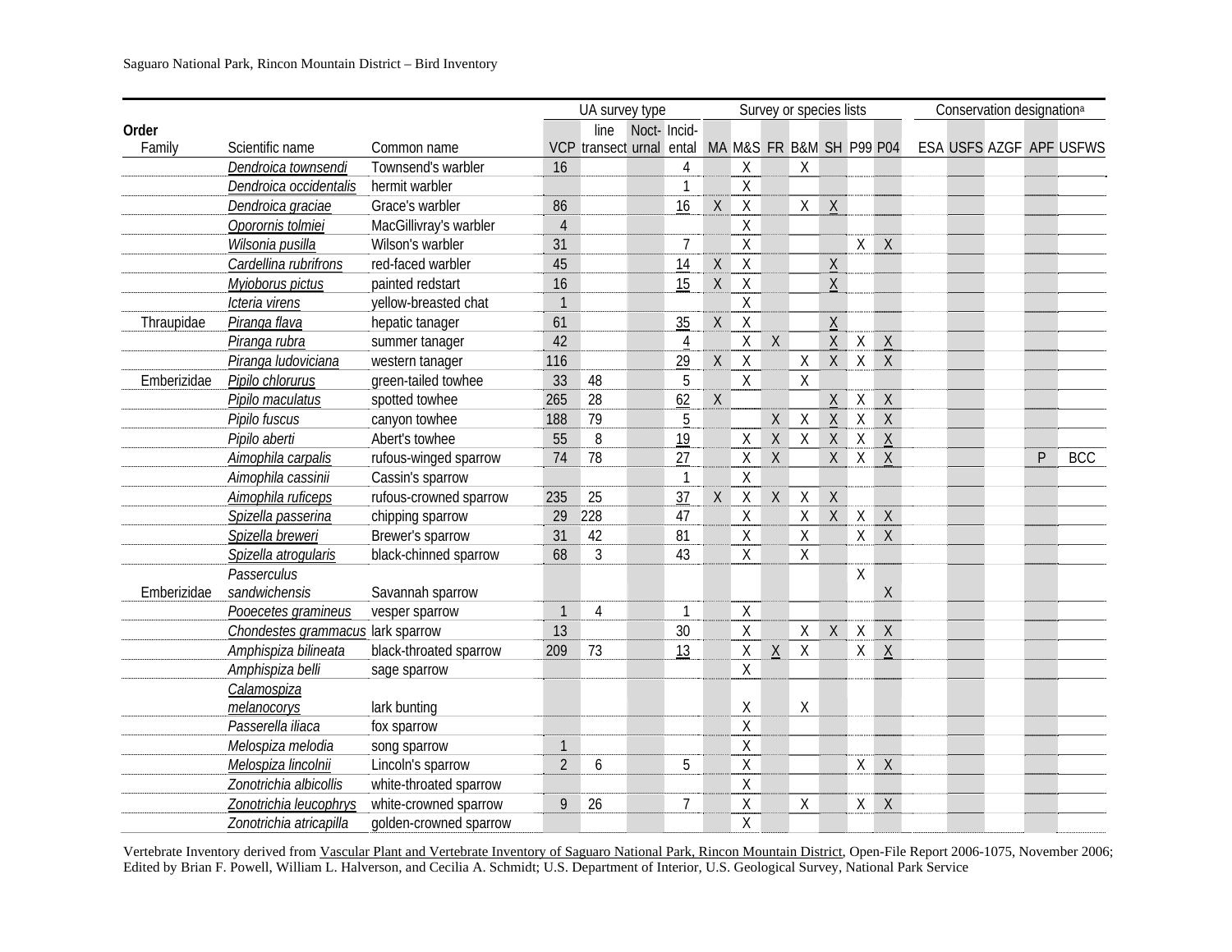| Order Family | Scientific name | Common name | UA survey type VCP | line transect | Noct-urnal | Incid-ental | Survey or species lists MA | M&S | FR | B&M | SH | P99 | P04 | Conservation designation[a] ESA | USFS | AZGF | APF | USFWS |
|---|---|---|---|---|---|---|---|---|---|---|---|---|---|---|---|---|---|---|
| | Dendroica townsendi | Townsend's warbler | 16 | | | 4 | | X | | X | | | | | | | | |
| | Dendroica occidentalis | hermit warbler | | | | 1 | | X | | | | | | | | | | |
| | Dendroica graciae | Grace's warbler | 86 | | | 16 | X | X | | X | X | | | | | | | |
| | Oporornis tolmiei | MacGillivray's warbler | 4 | | | | | X | | | | | | | | | | |
| | Wilsonia pusilla | Wilson's warbler | 31 | | | 7 | | X | | | | X | X | | | | | |
| | Cardellina rubrifrons | red-faced warbler | 45 | | | 14 | X | X | | | X | | | | | | | |
| | Myioborus pictus | painted redstart | 16 | | | 15 | X | X | | | X | | | | | | | |
| | Icteria virens | yellow-breasted chat | 1 | | | | | X | | | | | | | | | | |
| Thraupidae | Piranga flava | hepatic tanager | 61 | | | 35 | X | X | | | X | | | | | | | |
| | Piranga rubra | summer tanager | 42 | | | 4 | | X | X | | X | X | X | | | | | |
| | Piranga ludoviciana | western tanager | 116 | | | 29 | X | X | | X | X | X | X | | | | | |
| Emberizidae | Pipilo chlorurus | green-tailed towhee | 33 | 48 | | 5 | | X | | X | | | | | | | | |
| | Pipilo maculatus | spotted towhee | 265 | 28 | | 62 | X | | | | X | X | X | | | | | |
| | Pipilo fuscus | canyon towhee | 188 | 79 | | 5 | | | X | X | X | X | X | | | | | |
| | Pipilo aberti | Abert's towhee | 55 | 8 | | 19 | | X | X | X | X | X | X | | | | | |
| | Aimophila carpalis | rufous-winged sparrow | 74 | 78 | | 27 | | X | X | | X | X | X | | | | P | BCC |
| | Aimophila cassinii | Cassin's sparrow | | | | 1 | | X | | | | | | | | | | |
| | Aimophila ruficeps | rufous-crowned sparrow | 235 | 25 | | 37 | X | X | X | X | X | | | | | | | |
| | Spizella passerina | chipping sparrow | 29 | 228 | | 47 | | X | | X | X | X | X | | | | | |
| | Spizella breweri | Brewer's sparrow | 31 | 42 | | 81 | | X | | X | | X | X | | | | | |
| | Spizella atrogularis | black-chinned sparrow | 68 | 3 | | 43 | | X | | X | | | | | | | | |
| Emberizidae | Passerculus sandwichensis | Savannah sparrow | | | | | | | | | | X | X | | | | | |
| | Pooecetes gramineus | vesper sparrow | 1 | 4 | | 1 | | X | | | | | | | | | | |
| | Chondestes grammacus | lark sparrow | 13 | | | 30 | | X | | X | X | X | X | | | | | |
| | Amphispiza bilineata | black-throated sparrow | 209 | 73 | | 13 | | X | X | X | | X | X | | | | | |
| | Amphispiza belli | sage sparrow | | | | | | X | | | | | | | | | | |
| | Calamospiza melanocorys | lark bunting | | | | | | X | | X | | | | | | | | |
| | Passerella iliaca | fox sparrow | | | | | | X | | | | | | | | | | |
| | Melospiza melodia | song sparrow | 1 | | | | | X | | | | | | | | | | |
| | Melospiza lincolnii | Lincoln's sparrow | 2 | 6 | | 5 | | X | | | | X | X | | | | | |
| | Zonotrichia albicollis | white-throated sparrow | | | | | | X | | | | | | | | | | |
| | Zonotrichia leucophrys | white-crowned sparrow | 9 | 26 | | 7 | | X | | X | | X | X | | | | | |
| | Zonotrichia atricapilla | golden-crowned sparrow | | | | | | X | | | | | | | | | | |

Vertebrate Inventory derived from Vascular Plant and Vertebrate Inventory of Saguaro National Park, Rincon Mountain District, Open-File Report 2006-1075, November 2006; Edited by Brian F. Powell, William L. Halverson, and Cecilia A. Schmidt; U.S. Department of Interior, U.S. Geological Survey, National Park Service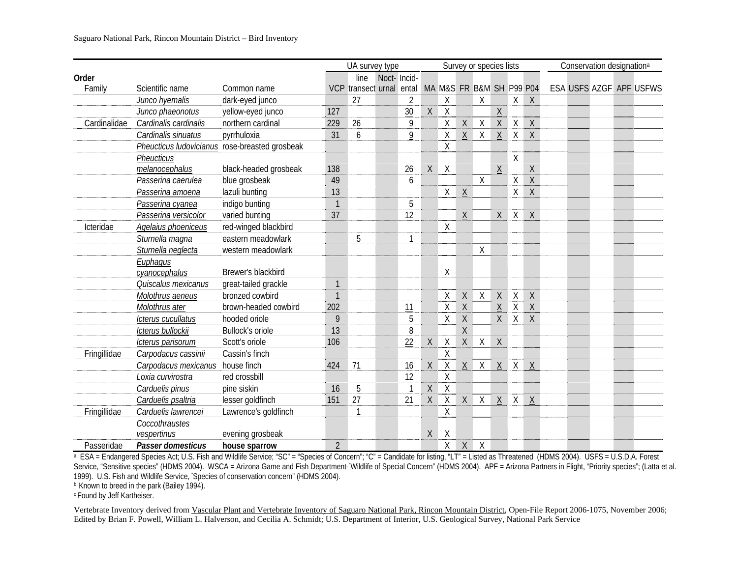| Order | | | UA survey type | | | | Survey or species lists | | | | | | | Conservation designation[a] | | | | |
|---|---|---|---|---|---|---|---|---|---|---|---|---|---|---|---|---|---|---|
| Family | Scientific name | Common name | VCP | line transect | Noct-urnal | Incid-ental | MA | M&S | FR | B&M | SH | P99 | P04 | ESA | USFS | AZGF | APF | USFWS |
| | *Junco hyemalis* | dark-eyed junco | | 27 | | 2 | | X | | X | | X | X | | | | | |
| | *Junco phaeonotus* | yellow-eyed junco | 127 | | | 30 | X | X | | | X | | | | | | | |
| Cardinalidae | *Cardinalis cardinalis* | northern cardinal | 229 | 26 | | 9 | | X | X | X | X | X | X | | | | | |
| | *Cardinalis sinuatus* | pyrrhuloxia | 31 | 6 | | 9 | | X | X | X | X | X | X | | | | | |
| | *Pheucticus ludovicianus* | rose-breasted grosbeak | | | | | | X | | | | | | | | | | |
| | *Pheucticus melanocephalus* | black-headed grosbeak | 138 | | | 26 | X | X | | | X | X | X | | | | | |
| | *Passerina caerulea* | blue grosbeak | 49 | | | 6 | | | | X | | X | X | | | | | |
| | *Passerina amoena* | lazuli bunting | 13 | | | | | X | X | | | X | X | | | | | |
| | *Passerina cyanea* | indigo bunting | 1 | | | 5 | | | | | | | | | | | | |
| | *Passerina versicolor* | varied bunting | 37 | | | 12 | | | X | | X | X | X | | | | | |
| Icteridae | *Agelaius phoeniceus* | red-winged blackbird | | | | | | X | | | | | | | | | | |
| | *Sturnella magna* | eastern meadowlark | | 5 | | 1 | | | | | | | | | | | | |
| | *Sturnella neglecta* | western meadowlark | | | | | | | | X | | | | | | | | |
| | *Euphagus cyanocephalus* | Brewer's blackbird | | | | | | X | | | | | | | | | | |
| | *Quiscalus mexicanus* | great-tailed grackle | 1 | | | | | | | | | | | | | | | |
| | *Molothrus aeneus* | bronzed cowbird | 1 | | | | | X | X | X | X | X | X | | | | | |
| | *Molothrus ater* | brown-headed cowbird | 202 | | | 11 | | X | X | | X | X | X | | | | | |
| | *Icterus cucullatus* | hooded oriole | 9 | | | 5 | | X | X | | X | X | X | | | | | |
| | *Icterus bullockii* | Bullock's oriole | 13 | | | 8 | | | X | | | | | | | | | |
| | *Icterus parisorum* | Scott's oriole | 106 | | | 22 | X | X | X | X | X | | | | | | | |
| Fringillidae | *Carpodacus cassinii* | Cassin's finch | | | | | | X | | | | | | | | | | |
| | *Carpodacus mexicanus* | house finch | 424 | 71 | | 16 | X | X | X | X | X | X | X | | | | | |
| | *Loxia curvirostra* | red crossbill | | | | 12 | | X | | | | | | | | | | |
| | *Carduelis pinus* | pine siskin | 16 | 5 | | 1 | X | X | | | | | | | | | | |
| | *Carduelis psaltria* | lesser goldfinch | 151 | 27 | | 21 | X | X | X | X | X | X | X | | | | | |
| Fringillidae | *Carduelis lawrencei* | Lawrence's goldfinch | | 1 | | | | X | | | | | | | | | | |
| | *Coccothraustes vespertinus* | evening grosbeak | | | | | X | X | | | | | | | | | | |
| Passeridae | ***Passer domesticus*** | **house sparrow** | 2 | | | | | X | X | X | | | | | | | | |

[a] ESA = Endangered Species Act; U.S. Fish and Wildlife Service; "SC" = "Species of Concern"; "C" = Candidate for listing, "LT" = Listed as Threatened (HDMS 2004). USFS = U.S.D.A. Forest Service, "Sensitive species" (HDMS 2004). WSCA = Arizona Game and Fish Department "Wildlife of Special Concern" (HDMS 2004). APF = Arizona Partners in Flight, "Priority species"; (Latta et al. 1999). U.S. Fish and Wildlife Service, "Species of conservation concern" (HDMS 2004).
[b] Known to breed in the park (Bailey 1994).
[c] Found by Jeff Kartheiser.

Vertebrate Inventory derived from Vascular Plant and Vertebrate Inventory of Saguaro National Park, Rincon Mountain District, Open-File Report 2006-1075, November 2006; Edited by Brian F. Powell, William L. Halverson, and Cecilia A. Schmidt; U.S. Department of Interior, U.S. Geological Survey, National Park Service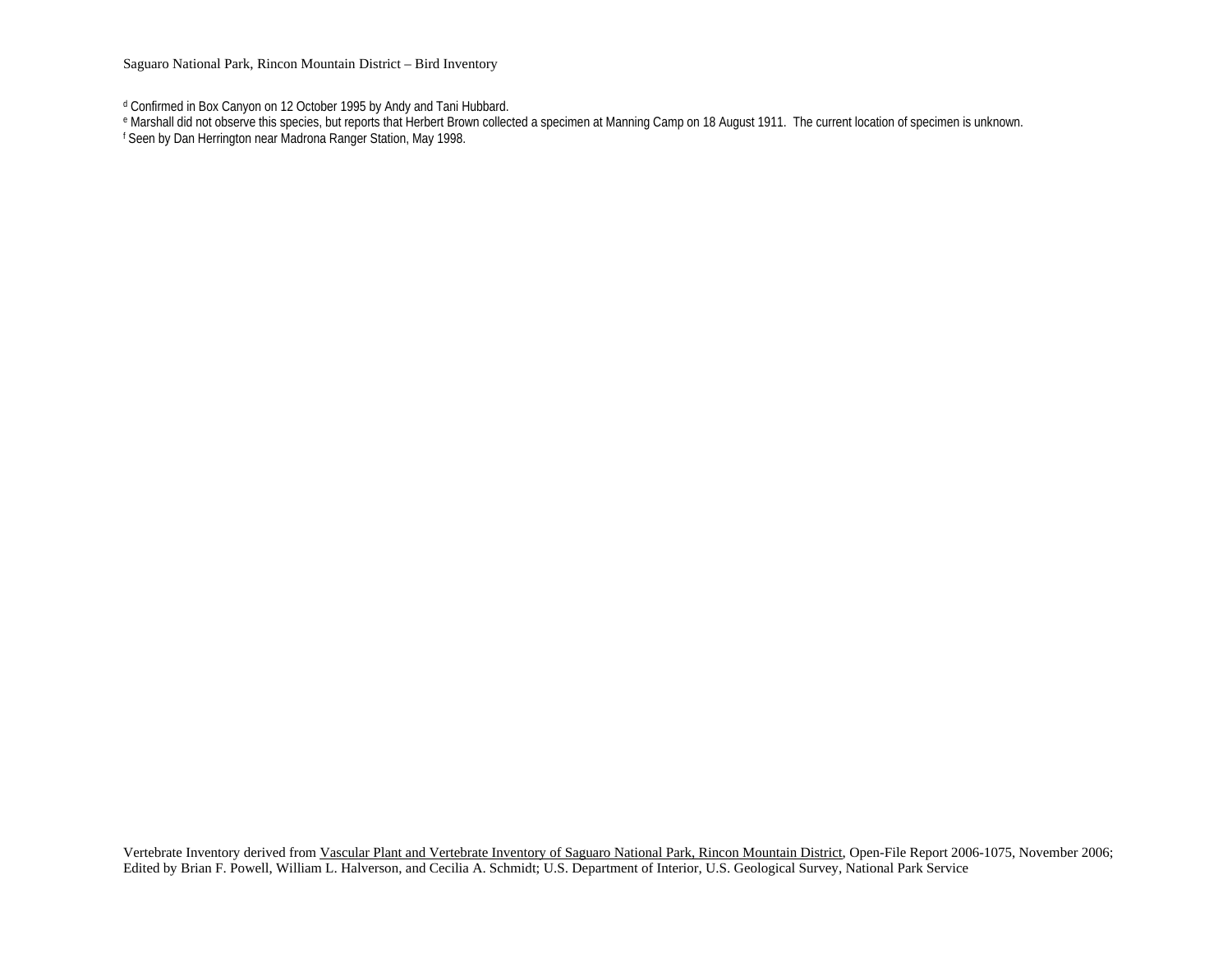[d] Confirmed in Box Canyon on 12 October 1995 by Andy and Tani Hubbard.
[e] Marshall did not observe this species, but reports that Herbert Brown collected a specimen at Manning Camp on 18 August 1911. The current location of specimen is unknown.
[f] Seen by Dan Herrington near Madrona Ranger Station, May 1998.